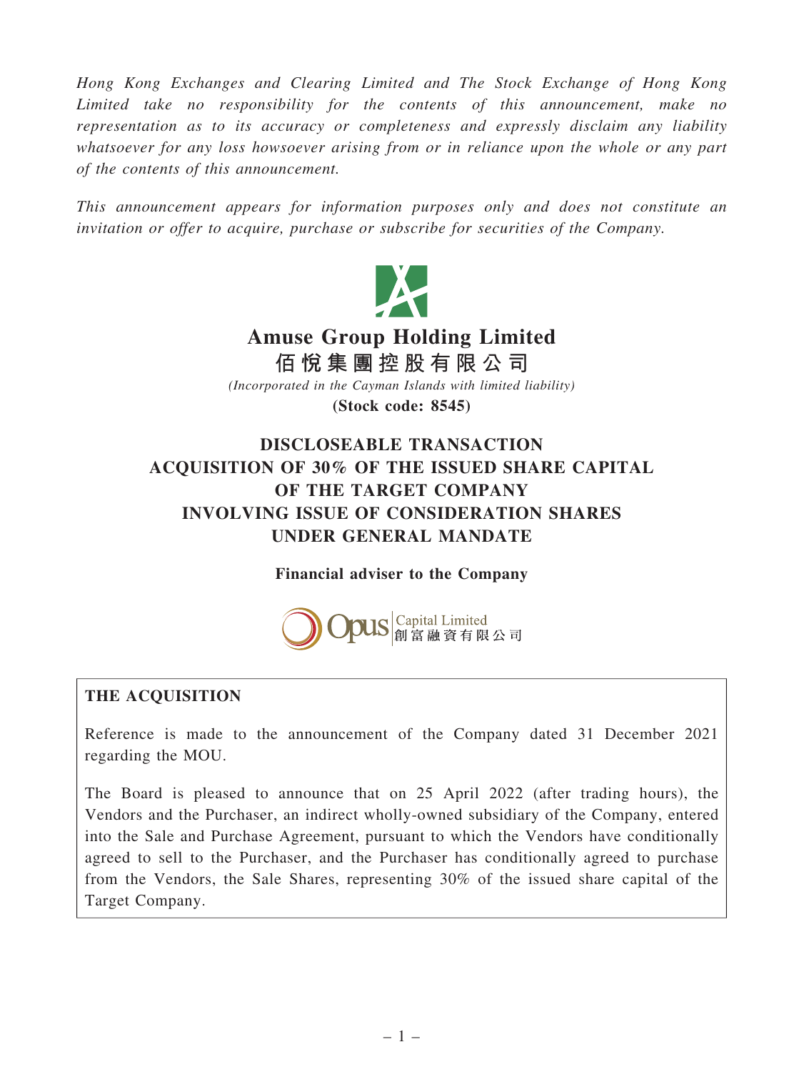*Hong Kong Exchanges and Clearing Limited and The Stock Exchange of Hong Kong Limited take no responsibility for the contents of this announcement, make no representation as to its accuracy or completeness and expressly disclaim any liability whatsoever for any loss howsoever arising from or in reliance upon the whole or any part of the contents of this announcement.*

*This announcement appears for information purposes only and does not constitute an invitation or offer to acquire, purchase or subscribe for securities of the Company.*

# Amuse Group Holding Limited
# 佰悅集團控股有限公司

*(Incorporated in the Cayman Islands with limited liability)*

**(Stock code: 8545)**

## DISCLOSEABLE TRANSACTION ACQUISITION OF 30% OF THE ISSUED SHARE CAPITAL OF THE TARGET COMPANY INVOLVING ISSUE OF CONSIDERATION SHARES UNDER GENERAL MANDATE

**Financial adviser to the Company**

Opus Capital Limited 創富融資有限公司

### THE ACQUISITION

Reference is made to the announcement of the Company dated 31 December 2021 regarding the MOU.

The Board is pleased to announce that on 25 April 2022 (after trading hours), the Vendors and the Purchaser, an indirect wholly-owned subsidiary of the Company, entered into the Sale and Purchase Agreement, pursuant to which the Vendors have conditionally agreed to sell to the Purchaser, and the Purchaser has conditionally agreed to purchase from the Vendors, the Sale Shares, representing 30% of the issued share capital of the Target Company.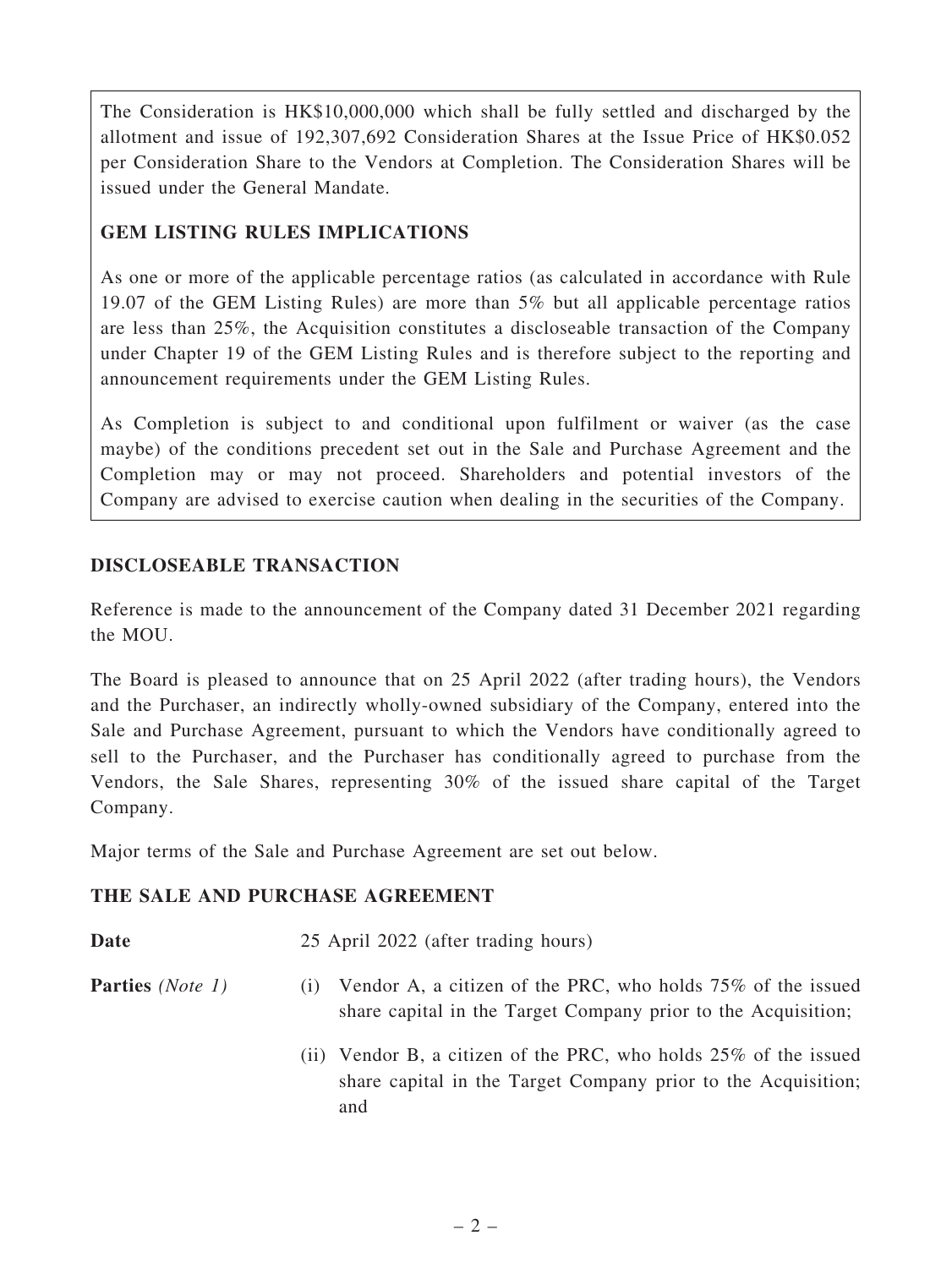The Consideration is HK$10,000,000 which shall be fully settled and discharged by the allotment and issue of 192,307,692 Consideration Shares at the Issue Price of HK$0.052 per Consideration Share to the Vendors at Completion. The Consideration Shares will be issued under the General Mandate.

**GEM LISTING RULES IMPLICATIONS**

As one or more of the applicable percentage ratios (as calculated in accordance with Rule 19.07 of the GEM Listing Rules) are more than 5% but all applicable percentage ratios are less than 25%, the Acquisition constitutes a discloseable transaction of the Company under Chapter 19 of the GEM Listing Rules and is therefore subject to the reporting and announcement requirements under the GEM Listing Rules.

As Completion is subject to and conditional upon fulfilment or waiver (as the case maybe) of the conditions precedent set out in the Sale and Purchase Agreement and the Completion may or may not proceed. Shareholders and potential investors of the Company are advised to exercise caution when dealing in the securities of the Company.

## DISCLOSEABLE TRANSACTION

Reference is made to the announcement of the Company dated 31 December 2021 regarding the MOU.

The Board is pleased to announce that on 25 April 2022 (after trading hours), the Vendors and the Purchaser, an indirectly wholly-owned subsidiary of the Company, entered into the Sale and Purchase Agreement, pursuant to which the Vendors have conditionally agreed to sell to the Purchaser, and the Purchaser has conditionally agreed to purchase from the Vendors, the Sale Shares, representing 30% of the issued share capital of the Target Company.

Major terms of the Sale and Purchase Agreement are set out below.

## THE SALE AND PURCHASE AGREEMENT

**Date**

25 April 2022 (after trading hours)

**Parties** *(Note 1)*

(i) Vendor A, a citizen of the PRC, who holds 75% of the issued share capital in the Target Company prior to the Acquisition;

(ii) Vendor B, a citizen of the PRC, who holds 25% of the issued share capital in the Target Company prior to the Acquisition; and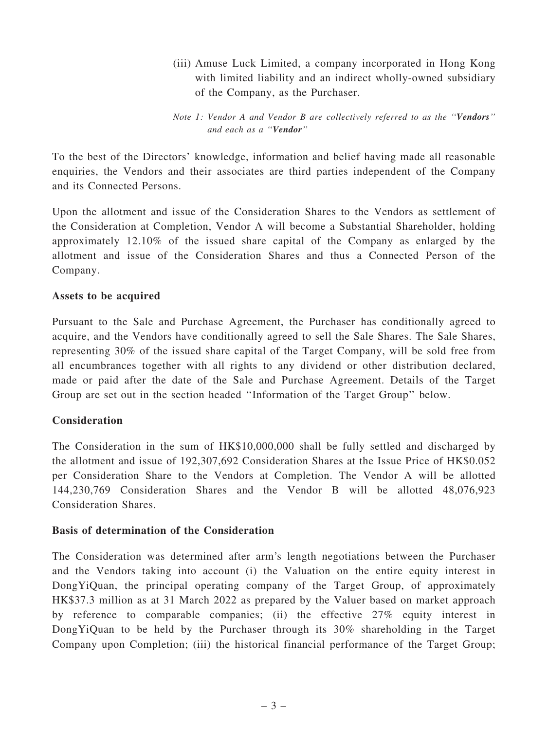(iii) Amuse Luck Limited, a company incorporated in Hong Kong with limited liability and an indirect wholly-owned subsidiary of the Company, as the Purchaser.

*Note 1: Vendor A and Vendor B are collectively referred to as the ''**Vendors**'' and each as a ''**Vendor**''*

To the best of the Directors' knowledge, information and belief having made all reasonable enquiries, the Vendors and their associates are third parties independent of the Company and its Connected Persons.

Upon the allotment and issue of the Consideration Shares to the Vendors as settlement of the Consideration at Completion, Vendor A will become a Substantial Shareholder, holding approximately 12.10% of the issued share capital of the Company as enlarged by the allotment and issue of the Consideration Shares and thus a Connected Person of the Company.

**Assets to be acquired**

Pursuant to the Sale and Purchase Agreement, the Purchaser has conditionally agreed to acquire, and the Vendors have conditionally agreed to sell the Sale Shares. The Sale Shares, representing 30% of the issued share capital of the Target Company, will be sold free from all encumbrances together with all rights to any dividend or other distribution declared, made or paid after the date of the Sale and Purchase Agreement. Details of the Target Group are set out in the section headed ''Information of the Target Group'' below.

**Consideration**

The Consideration in the sum of HK$10,000,000 shall be fully settled and discharged by the allotment and issue of 192,307,692 Consideration Shares at the Issue Price of HK$0.052 per Consideration Share to the Vendors at Completion. The Vendor A will be allotted 144,230,769 Consideration Shares and the Vendor B will be allotted 48,076,923 Consideration Shares.

**Basis of determination of the Consideration**

The Consideration was determined after arm's length negotiations between the Purchaser and the Vendors taking into account (i) the Valuation on the entire equity interest in DongYiQuan, the principal operating company of the Target Group, of approximately HK$37.3 million as at 31 March 2022 as prepared by the Valuer based on market approach by reference to comparable companies; (ii) the effective 27% equity interest in DongYiQuan to be held by the Purchaser through its 30% shareholding in the Target Company upon Completion; (iii) the historical financial performance of the Target Group;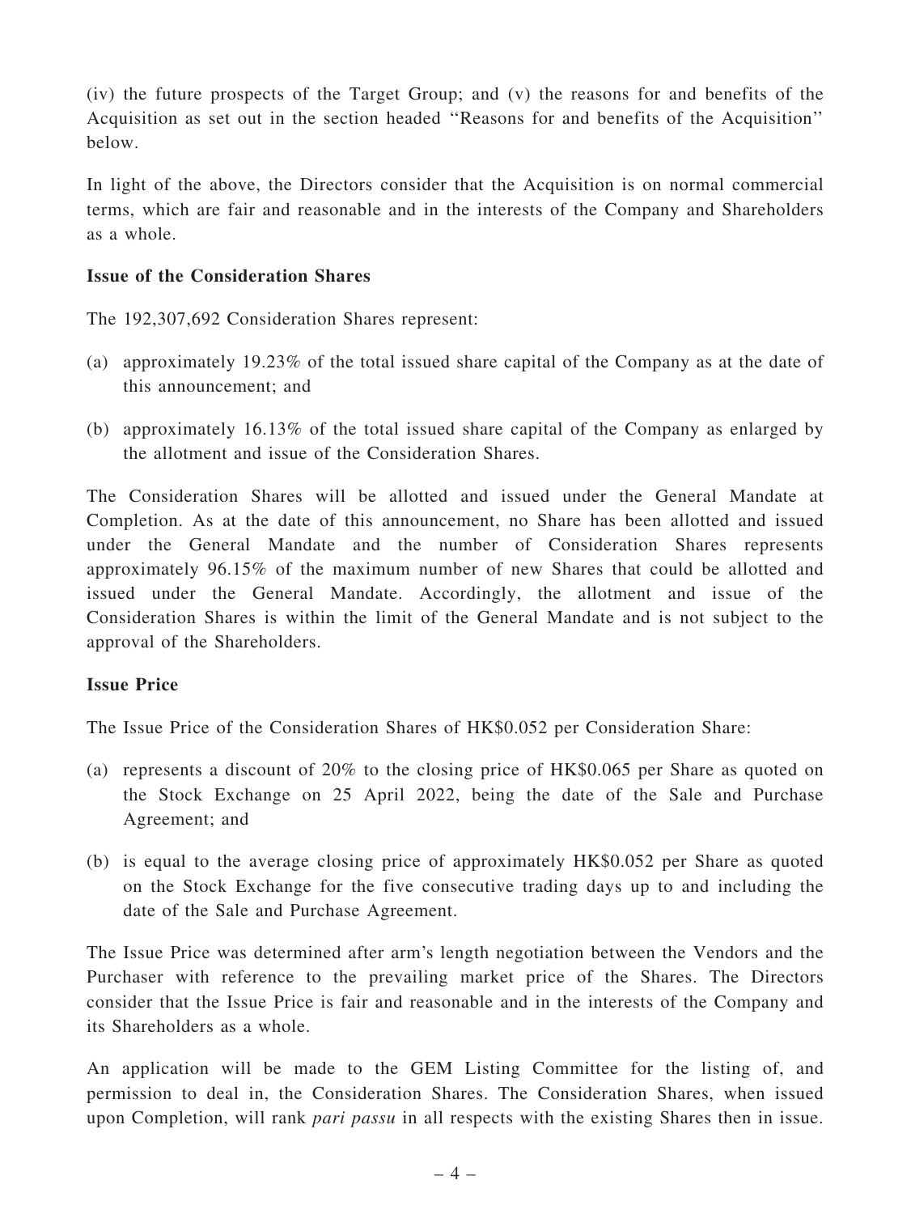(iv) the future prospects of the Target Group; and (v) the reasons for and benefits of the Acquisition as set out in the section headed ''Reasons for and benefits of the Acquisition'' below.

In light of the above, the Directors consider that the Acquisition is on normal commercial terms, which are fair and reasonable and in the interests of the Company and Shareholders as a whole.

**Issue of the Consideration Shares**

The 192,307,692 Consideration Shares represent:

(a) approximately 19.23% of the total issued share capital of the Company as at the date of this announcement; and

(b) approximately 16.13% of the total issued share capital of the Company as enlarged by the allotment and issue of the Consideration Shares.

The Consideration Shares will be allotted and issued under the General Mandate at Completion. As at the date of this announcement, no Share has been allotted and issued under the General Mandate and the number of Consideration Shares represents approximately 96.15% of the maximum number of new Shares that could be allotted and issued under the General Mandate. Accordingly, the allotment and issue of the Consideration Shares is within the limit of the General Mandate and is not subject to the approval of the Shareholders.

**Issue Price**

The Issue Price of the Consideration Shares of HK$0.052 per Consideration Share:

(a) represents a discount of 20% to the closing price of HK$0.065 per Share as quoted on the Stock Exchange on 25 April 2022, being the date of the Sale and Purchase Agreement; and

(b) is equal to the average closing price of approximately HK$0.052 per Share as quoted on the Stock Exchange for the five consecutive trading days up to and including the date of the Sale and Purchase Agreement.

The Issue Price was determined after arm's length negotiation between the Vendors and the Purchaser with reference to the prevailing market price of the Shares. The Directors consider that the Issue Price is fair and reasonable and in the interests of the Company and its Shareholders as a whole.

An application will be made to the GEM Listing Committee for the listing of, and permission to deal in, the Consideration Shares. The Consideration Shares, when issued upon Completion, will rank *pari passu* in all respects with the existing Shares then in issue.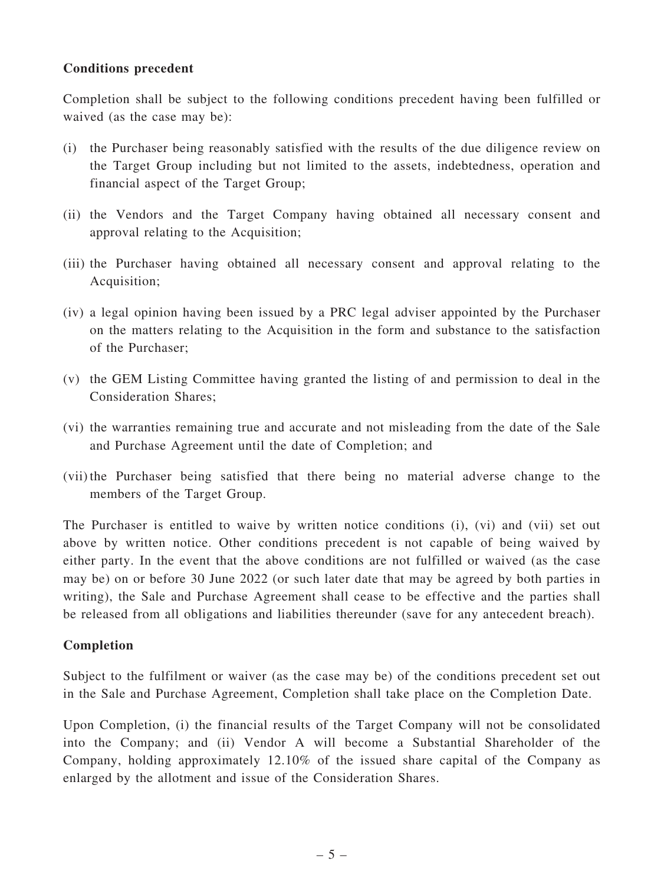**Conditions precedent**

Completion shall be subject to the following conditions precedent having been fulfilled or waived (as the case may be):

(i) the Purchaser being reasonably satisfied with the results of the due diligence review on the Target Group including but not limited to the assets, indebtedness, operation and financial aspect of the Target Group;

(ii) the Vendors and the Target Company having obtained all necessary consent and approval relating to the Acquisition;

(iii) the Purchaser having obtained all necessary consent and approval relating to the Acquisition;

(iv) a legal opinion having been issued by a PRC legal adviser appointed by the Purchaser on the matters relating to the Acquisition in the form and substance to the satisfaction of the Purchaser;

(v) the GEM Listing Committee having granted the listing of and permission to deal in the Consideration Shares;

(vi) the warranties remaining true and accurate and not misleading from the date of the Sale and Purchase Agreement until the date of Completion; and

(vii) the Purchaser being satisfied that there being no material adverse change to the members of the Target Group.

The Purchaser is entitled to waive by written notice conditions (i), (vi) and (vii) set out above by written notice. Other conditions precedent is not capable of being waived by either party. In the event that the above conditions are not fulfilled or waived (as the case may be) on or before 30 June 2022 (or such later date that may be agreed by both parties in writing), the Sale and Purchase Agreement shall cease to be effective and the parties shall be released from all obligations and liabilities thereunder (save for any antecedent breach).

**Completion**

Subject to the fulfilment or waiver (as the case may be) of the conditions precedent set out in the Sale and Purchase Agreement, Completion shall take place on the Completion Date.

Upon Completion, (i) the financial results of the Target Company will not be consolidated into the Company; and (ii) Vendor A will become a Substantial Shareholder of the Company, holding approximately 12.10% of the issued share capital of the Company as enlarged by the allotment and issue of the Consideration Shares.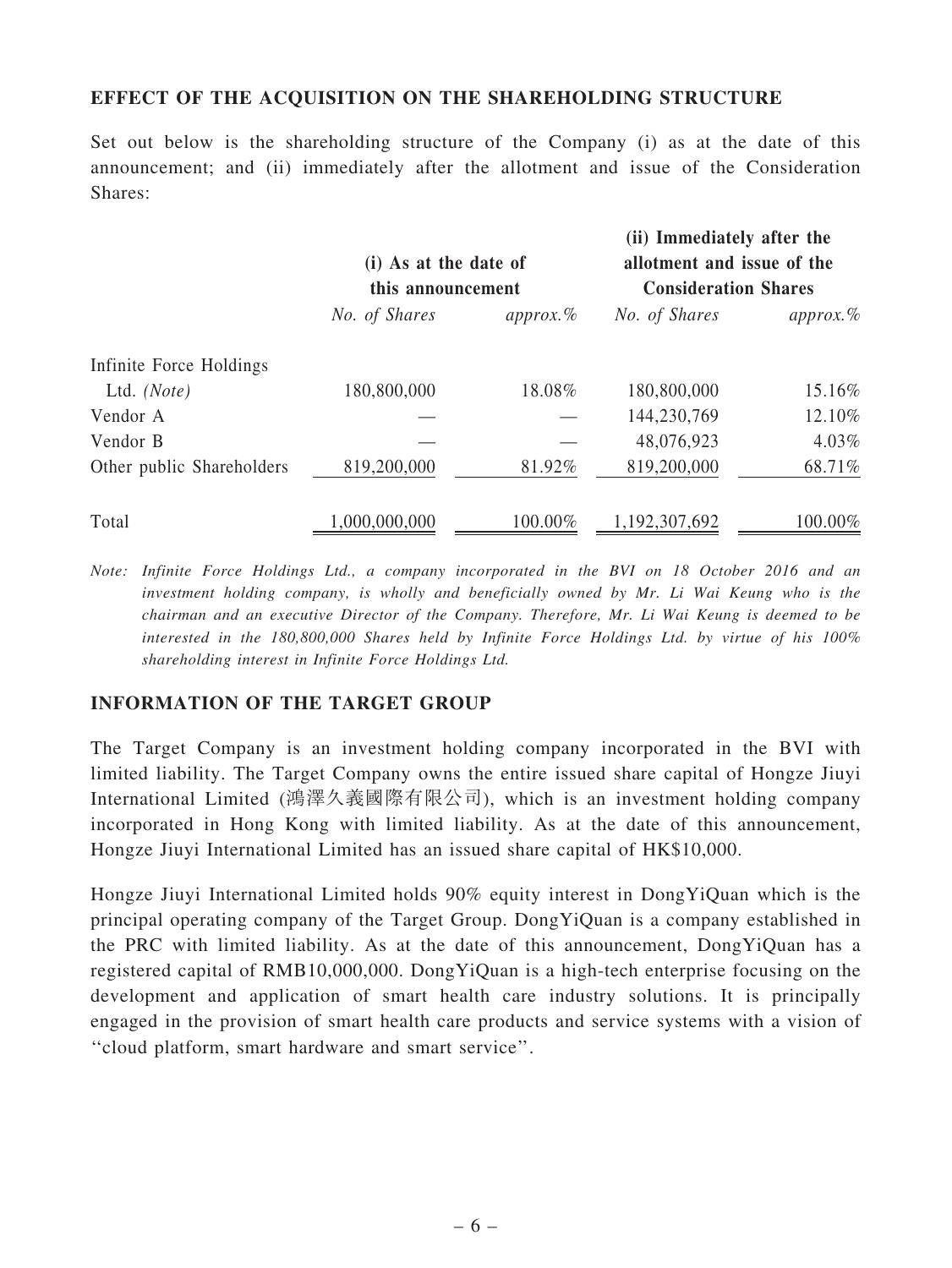## EFFECT OF THE ACQUISITION ON THE SHAREHOLDING STRUCTURE

Set out below is the shareholding structure of the Company (i) as at the date of this announcement; and (ii) immediately after the allotment and issue of the Consideration Shares:

| | (i) As at the date of this announcement | | (ii) Immediately after the allotment and issue of the Consideration Shares | |
|---|---|---|---|---|
| | *No. of Shares* | *approx.%* | *No. of Shares* | *approx.%* |
| Infinite Force Holdings Ltd. *(Note)* | 180,800,000 | 18.08% | 180,800,000 | 15.16% |
| Vendor A | — | — | 144,230,769 | 12.10% |
| Vendor B | — | — | 48,076,923 | 4.03% |
| Other public Shareholders | 819,200,000 | 81.92% | 819,200,000 | 68.71% |
| Total | 1,000,000,000 | 100.00% | 1,192,307,692 | 100.00% |

*Note: Infinite Force Holdings Ltd., a company incorporated in the BVI on 18 October 2016 and an investment holding company, is wholly and beneficially owned by Mr. Li Wai Keung who is the chairman and an executive Director of the Company. Therefore, Mr. Li Wai Keung is deemed to be interested in the 180,800,000 Shares held by Infinite Force Holdings Ltd. by virtue of his 100% shareholding interest in Infinite Force Holdings Ltd.*

## INFORMATION OF THE TARGET GROUP

The Target Company is an investment holding company incorporated in the BVI with limited liability. The Target Company owns the entire issued share capital of Hongze Jiuyi International Limited (鴻澤久義國際有限公司), which is an investment holding company incorporated in Hong Kong with limited liability. As at the date of this announcement, Hongze Jiuyi International Limited has an issued share capital of HK$10,000.

Hongze Jiuyi International Limited holds 90% equity interest in DongYiQuan which is the principal operating company of the Target Group. DongYiQuan is a company established in the PRC with limited liability. As at the date of this announcement, DongYiQuan has a registered capital of RMB10,000,000. DongYiQuan is a high-tech enterprise focusing on the development and application of smart health care industry solutions. It is principally engaged in the provision of smart health care products and service systems with a vision of ''cloud platform, smart hardware and smart service''.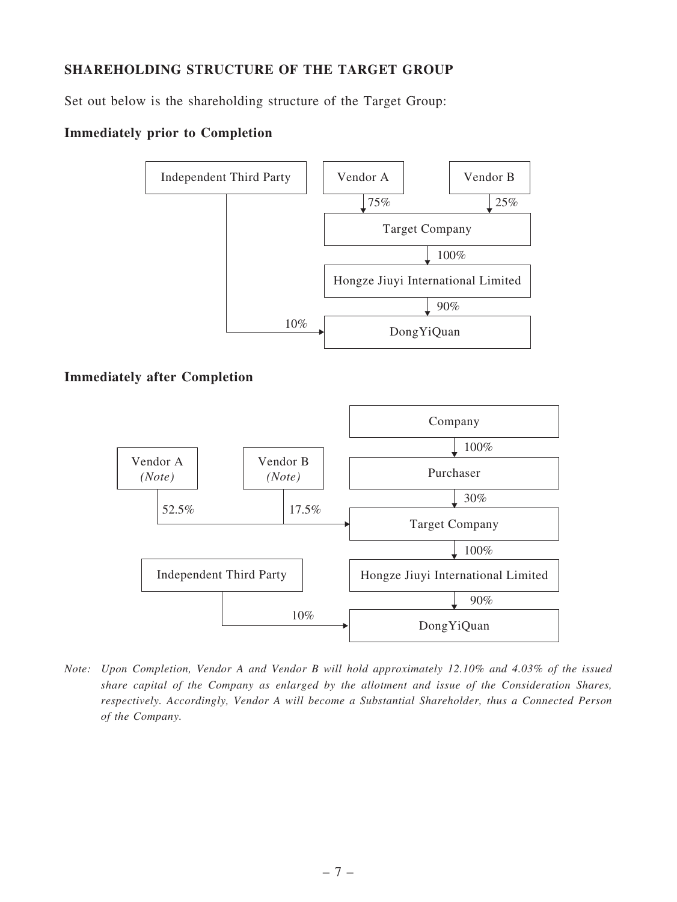## SHAREHOLDING STRUCTURE OF THE TARGET GROUP

Set out below is the shareholding structure of the Target Group:

### Immediately prior to Completion

```
Independent Third Party          Vendor A            Vendor B
        |                           | 75%               | 25%
        |                           v                   v
        |                         Target Company
        |                                | 100%
        |                                v
        |                    Hongze Jiuyi International Limited
        |                                | 90%
        |              10%               v
        +-------------------------> DongYiQuan
```

### Immediately after Completion

```
                                              Company
                                                 | 100%
                                                 v
Vendor A (Note)        Vendor B (Note)        Purchaser
     | 52.5%                | 17.5%              | 30%
     +----------------------+------------------> Target Company
                                                 | 100%
Independent Third Party                          v
        |                             Hongze Jiuyi International Limited
        |                                        | 90%
        |               10%                      v
        +------------------------------------> DongYiQuan
```

*Note: Upon Completion, Vendor A and Vendor B will hold approximately 12.10% and 4.03% of the issued share capital of the Company as enlarged by the allotment and issue of the Consideration Shares, respectively. Accordingly, Vendor A will become a Substantial Shareholder, thus a Connected Person of the Company.*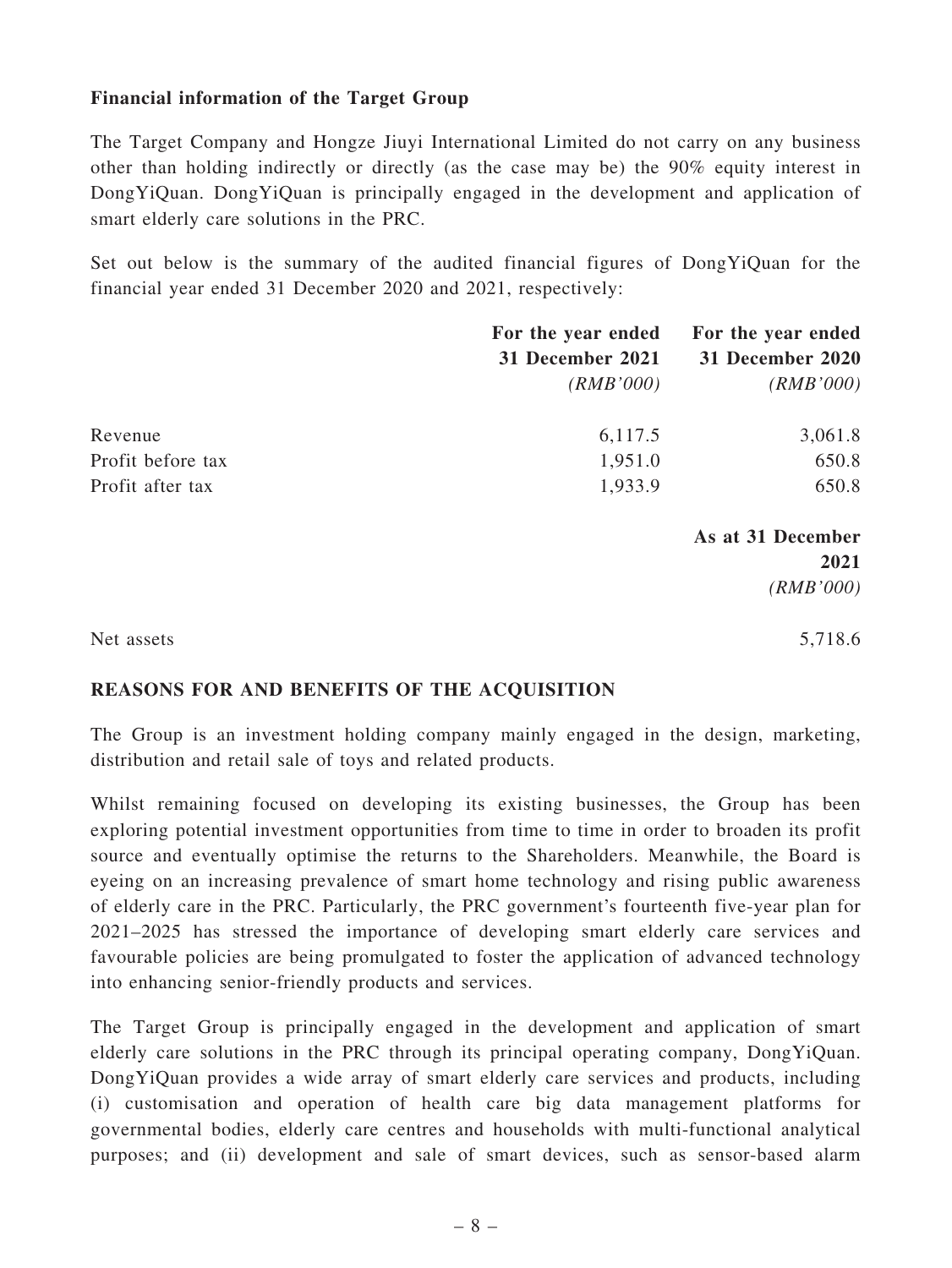**Financial information of the Target Group**

The Target Company and Hongze Jiuyi International Limited do not carry on any business other than holding indirectly or directly (as the case may be) the 90% equity interest in DongYiQuan. DongYiQuan is principally engaged in the development and application of smart elderly care solutions in the PRC.

Set out below is the summary of the audited financial figures of DongYiQuan for the financial year ended 31 December 2020 and 2021, respectively:

| | For the year ended 31 December 2021 *(RMB'000)* | For the year ended 31 December 2020 *(RMB'000)* |
|---|---|---|
| Revenue | 6,117.5 | 3,061.8 |
| Profit before tax | 1,951.0 | 650.8 |
| Profit after tax | 1,933.9 | 650.8 |

| | As at 31 December 2021 *(RMB'000)* |
|---|---|
| Net assets | 5,718.6 |

## REASONS FOR AND BENEFITS OF THE ACQUISITION

The Group is an investment holding company mainly engaged in the design, marketing, distribution and retail sale of toys and related products.

Whilst remaining focused on developing its existing businesses, the Group has been exploring potential investment opportunities from time to time in order to broaden its profit source and eventually optimise the returns to the Shareholders. Meanwhile, the Board is eyeing on an increasing prevalence of smart home technology and rising public awareness of elderly care in the PRC. Particularly, the PRC government's fourteenth five-year plan for 2021–2025 has stressed the importance of developing smart elderly care services and favourable policies are being promulgated to foster the application of advanced technology into enhancing senior-friendly products and services.

The Target Group is principally engaged in the development and application of smart elderly care solutions in the PRC through its principal operating company, DongYiQuan. DongYiQuan provides a wide array of smart elderly care services and products, including (i) customisation and operation of health care big data management platforms for governmental bodies, elderly care centres and households with multi-functional analytical purposes; and (ii) development and sale of smart devices, such as sensor-based alarm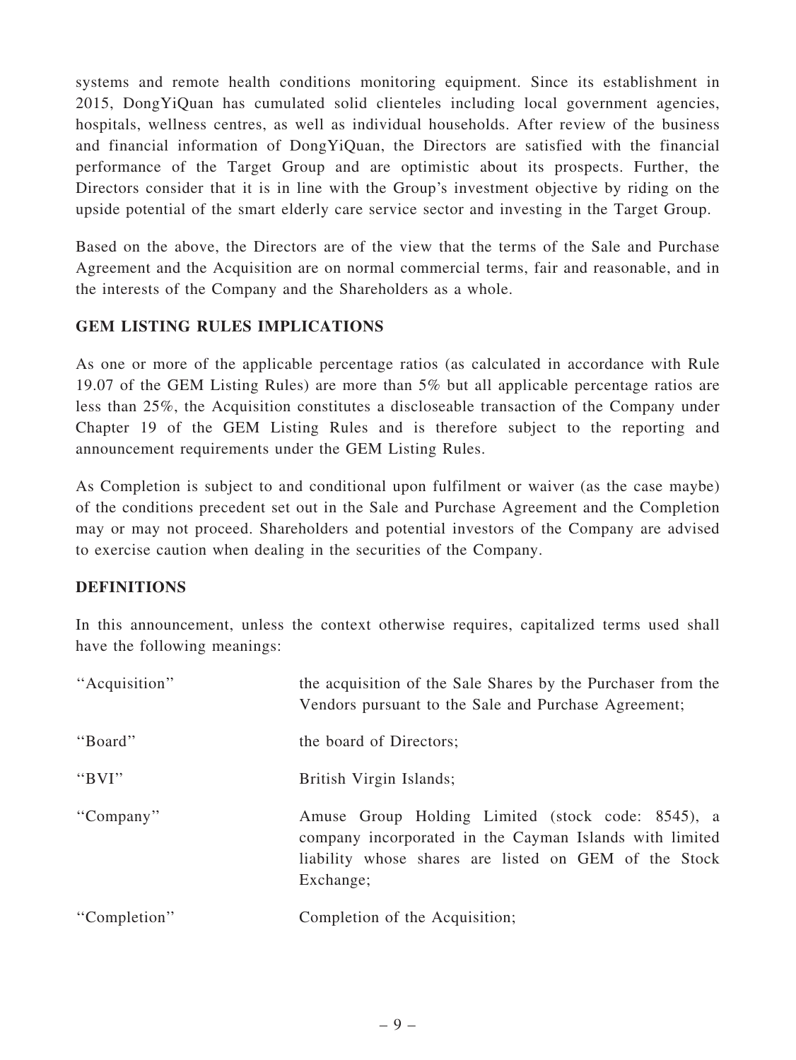systems and remote health conditions monitoring equipment. Since its establishment in 2015, DongYiQuan has cumulated solid clienteles including local government agencies, hospitals, wellness centres, as well as individual households. After review of the business and financial information of DongYiQuan, the Directors are satisfied with the financial performance of the Target Group and are optimistic about its prospects. Further, the Directors consider that it is in line with the Group's investment objective by riding on the upside potential of the smart elderly care service sector and investing in the Target Group.

Based on the above, the Directors are of the view that the terms of the Sale and Purchase Agreement and the Acquisition are on normal commercial terms, fair and reasonable, and in the interests of the Company and the Shareholders as a whole.

## GEM LISTING RULES IMPLICATIONS

As one or more of the applicable percentage ratios (as calculated in accordance with Rule 19.07 of the GEM Listing Rules) are more than 5% but all applicable percentage ratios are less than 25%, the Acquisition constitutes a discloseable transaction of the Company under Chapter 19 of the GEM Listing Rules and is therefore subject to the reporting and announcement requirements under the GEM Listing Rules.

As Completion is subject to and conditional upon fulfilment or waiver (as the case maybe) of the conditions precedent set out in the Sale and Purchase Agreement and the Completion may or may not proceed. Shareholders and potential investors of the Company are advised to exercise caution when dealing in the securities of the Company.

## DEFINITIONS

In this announcement, unless the context otherwise requires, capitalized terms used shall have the following meanings:

| | |
|---|---|
| "Acquisition" | the acquisition of the Sale Shares by the Purchaser from the Vendors pursuant to the Sale and Purchase Agreement; |
| "Board" | the board of Directors; |
| "BVI" | British Virgin Islands; |
| "Company" | Amuse Group Holding Limited (stock code: 8545), a company incorporated in the Cayman Islands with limited liability whose shares are listed on GEM of the Stock Exchange; |
| "Completion" | Completion of the Acquisition; |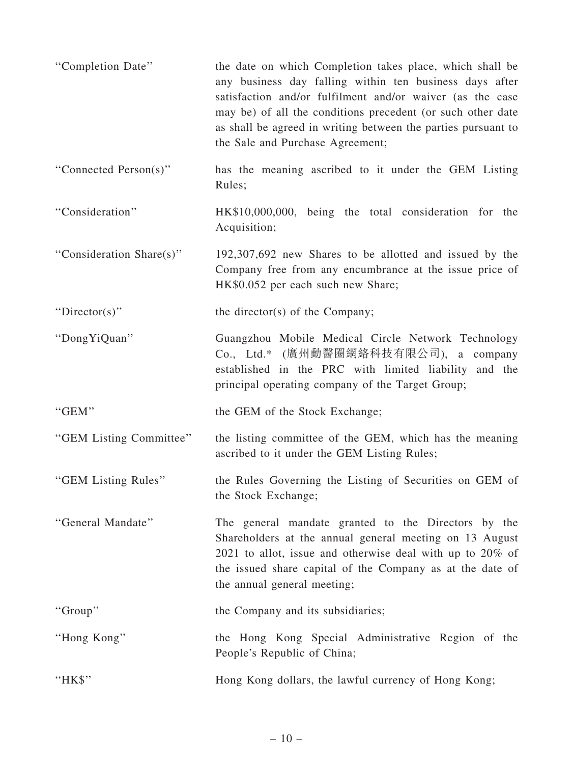| | |
|---|---|
| "Completion Date" | the date on which Completion takes place, which shall be any business day falling within ten business days after satisfaction and/or fulfilment and/or waiver (as the case may be) of all the conditions precedent (or such other date as shall be agreed in writing between the parties pursuant to the Sale and Purchase Agreement; |
| "Connected Person(s)" | has the meaning ascribed to it under the GEM Listing Rules; |
| "Consideration" | HK$10,000,000, being the total consideration for the Acquisition; |
| "Consideration Share(s)" | 192,307,692 new Shares to be allotted and issued by the Company free from any encumbrance at the issue price of HK$0.052 per each such new Share; |
| "Director(s)" | the director(s) of the Company; |
| "DongYiQuan" | Guangzhou Mobile Medical Circle Network Technology Co., Ltd.* (廣州動醫圈網絡科技有限公司), a company established in the PRC with limited liability and the principal operating company of the Target Group; |
| "GEM" | the GEM of the Stock Exchange; |
| "GEM Listing Committee" | the listing committee of the GEM, which has the meaning ascribed to it under the GEM Listing Rules; |
| "GEM Listing Rules" | the Rules Governing the Listing of Securities on GEM of the Stock Exchange; |
| "General Mandate" | The general mandate granted to the Directors by the Shareholders at the annual general meeting on 13 August 2021 to allot, issue and otherwise deal with up to 20% of the issued share capital of the Company as at the date of the annual general meeting; |
| "Group" | the Company and its subsidiaries; |
| "Hong Kong" | the Hong Kong Special Administrative Region of the People's Republic of China; |
| "HK$" | Hong Kong dollars, the lawful currency of Hong Kong; |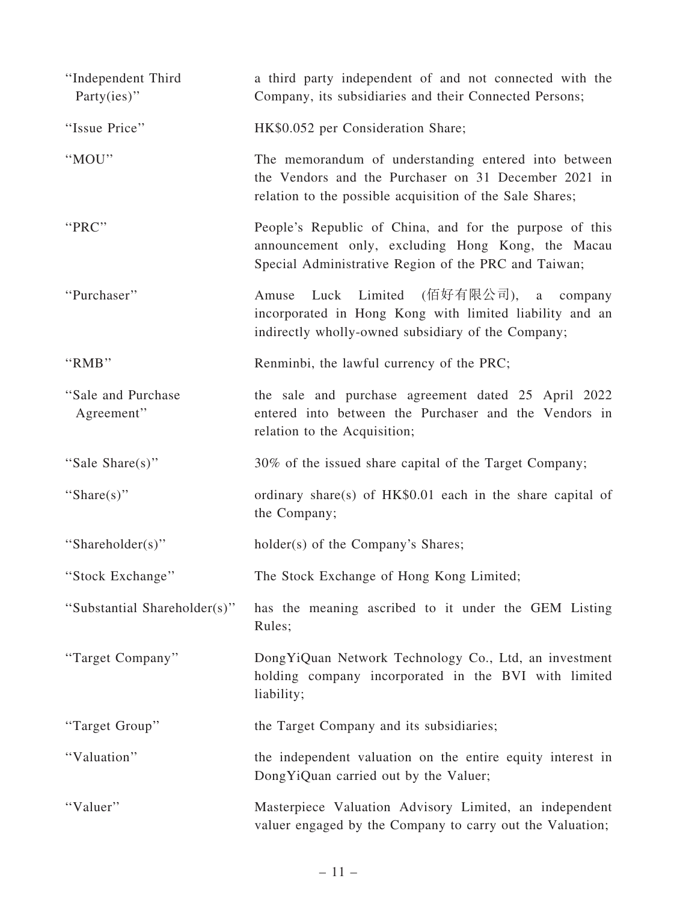| | |
|---|---|
| "Independent Third Party(ies)" | a third party independent of and not connected with the Company, its subsidiaries and their Connected Persons; |
| "Issue Price" | HK$0.052 per Consideration Share; |
| "MOU" | The memorandum of understanding entered into between the Vendors and the Purchaser on 31 December 2021 in relation to the possible acquisition of the Sale Shares; |
| "PRC" | People's Republic of China, and for the purpose of this announcement only, excluding Hong Kong, the Macau Special Administrative Region of the PRC and Taiwan; |
| "Purchaser" | Amuse Luck Limited (佰好有限公司), a company incorporated in Hong Kong with limited liability and an indirectly wholly-owned subsidiary of the Company; |
| "RMB" | Renminbi, the lawful currency of the PRC; |
| "Sale and Purchase Agreement" | the sale and purchase agreement dated 25 April 2022 entered into between the Purchaser and the Vendors in relation to the Acquisition; |
| "Sale Share(s)" | 30% of the issued share capital of the Target Company; |
| "Share(s)" | ordinary share(s) of HK$0.01 each in the share capital of the Company; |
| "Shareholder(s)" | holder(s) of the Company's Shares; |
| "Stock Exchange" | The Stock Exchange of Hong Kong Limited; |
| "Substantial Shareholder(s)" | has the meaning ascribed to it under the GEM Listing Rules; |
| "Target Company" | DongYiQuan Network Technology Co., Ltd, an investment holding company incorporated in the BVI with limited liability; |
| "Target Group" | the Target Company and its subsidiaries; |
| "Valuation" | the independent valuation on the entire equity interest in DongYiQuan carried out by the Valuer; |
| "Valuer" | Masterpiece Valuation Advisory Limited, an independent valuer engaged by the Company to carry out the Valuation; |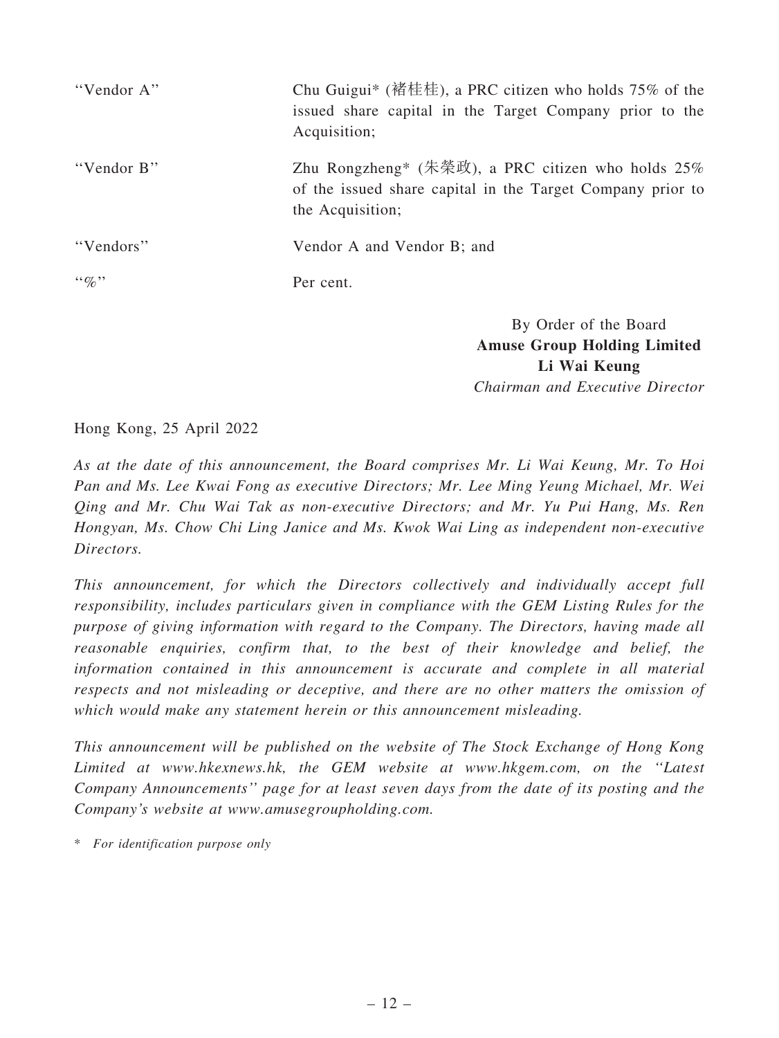| | |
|---|---|
| "Vendor A" | Chu Guigui* (褚桂桂), a PRC citizen who holds 75% of the issued share capital in the Target Company prior to the Acquisition; |
| "Vendor B" | Zhu Rongzheng* (朱榮政), a PRC citizen who holds 25% of the issued share capital in the Target Company prior to the Acquisition; |
| "Vendors" | Vendor A and Vendor B; and |
| "%" | Per cent. |

By Order of the Board
**Amuse Group Holding Limited**
**Li Wai Keung**
*Chairman and Executive Director*

Hong Kong, 25 April 2022

*As at the date of this announcement, the Board comprises Mr. Li Wai Keung, Mr. To Hoi Pan and Ms. Lee Kwai Fong as executive Directors; Mr. Lee Ming Yeung Michael, Mr. Wei Qing and Mr. Chu Wai Tak as non-executive Directors; and Mr. Yu Pui Hang, Ms. Ren Hongyan, Ms. Chow Chi Ling Janice and Ms. Kwok Wai Ling as independent non-executive Directors.*

*This announcement, for which the Directors collectively and individually accept full responsibility, includes particulars given in compliance with the GEM Listing Rules for the purpose of giving information with regard to the Company. The Directors, having made all reasonable enquiries, confirm that, to the best of their knowledge and belief, the information contained in this announcement is accurate and complete in all material respects and not misleading or deceptive, and there are no other matters the omission of which would make any statement herein or this announcement misleading.*

*This announcement will be published on the website of The Stock Exchange of Hong Kong Limited at www.hkexnews.hk, the GEM website at www.hkgem.com, on the "Latest Company Announcements" page for at least seven days from the date of its posting and the Company's website at www.amusegroupholding.com.*

\* *For identification purpose only*